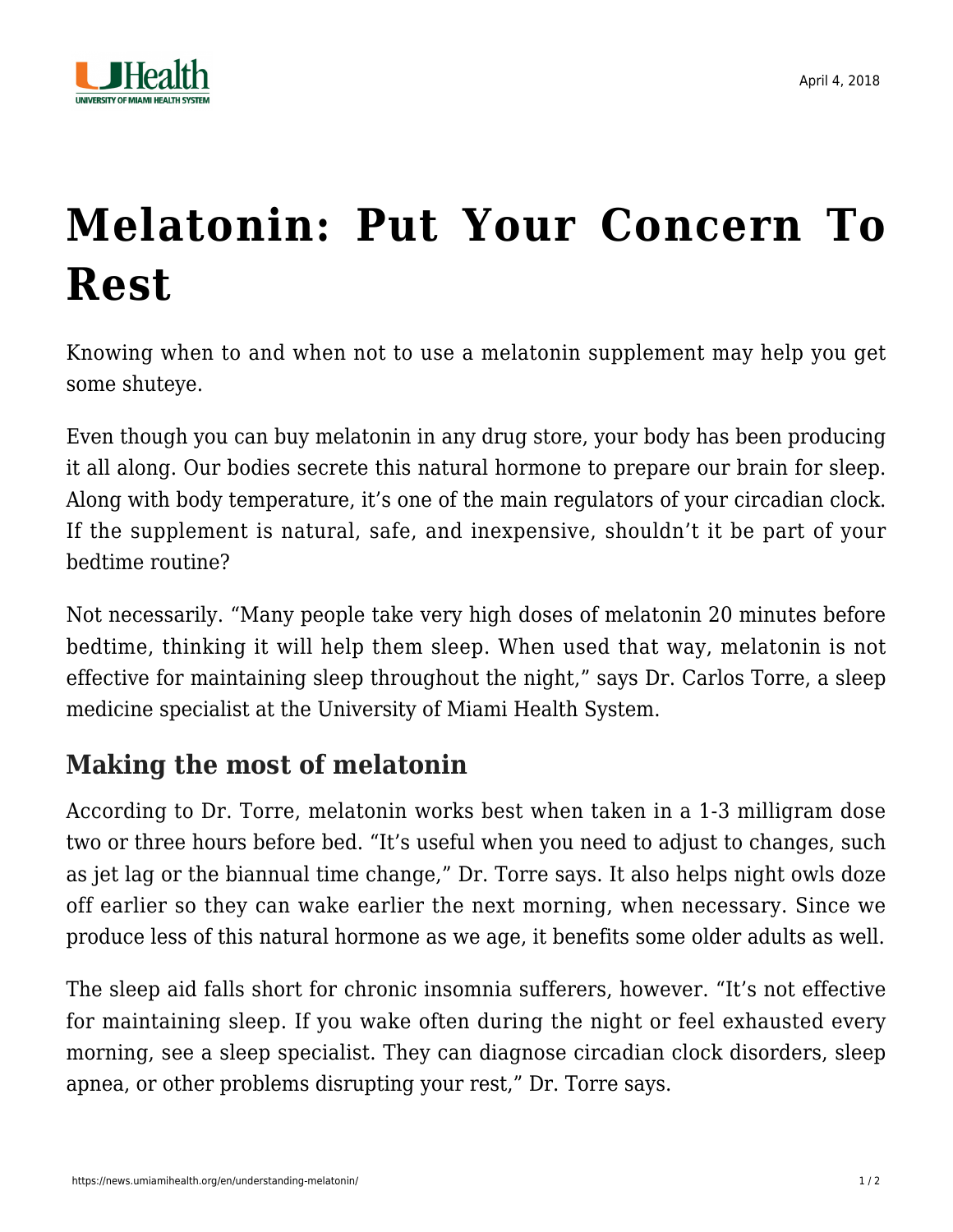# Melatonin: Put Your Concern To Rest

Knowing when to and when not to use a melatonin supplement may help you get some shuteye.

Even though you can buy melatonin in any drug store, your body has been producing it all along. Our bodies secrete this natural hormone to prepare our brain for sleep. Along with body temperature, it's one of the main regulators of your circadian clock. If the supplement is natural, safe, and inexpensive, shouldn't it be part of your bedtime routine?

Not necessarily. "Many people take very high doses of melatonin 20 minutes before bedtime, thinking it will help them sleep. When used that way, melatonin is not effective for maintaining sleep throughout the night," says Dr. Carlos Torre, a sleep medicine specialist at the University of Miami Health System.

## Making the most of melatonin

According to Dr. Torre, melatonin works best when taken in a 1-3 milligram dose two or three hours before bed. "It's useful when you need to adjust to changes, such as jet lag or the biannual time change," Dr. Torre says. It also helps night owls doze off earlier so they can wake earlier the next morning, when necessary. Since we produce less of this natural hormone as we age, it benefits some older adults as well.

The sleep aid falls short for chronic insomnia sufferers, however. "It's not effective for maintaining sleep. If you wake often during the night or feel exhausted every morning, see a sleep specialist. They can diagnose circadian clock disorders, sleep apnea, or other problems disrupting your rest," Dr. Torre says.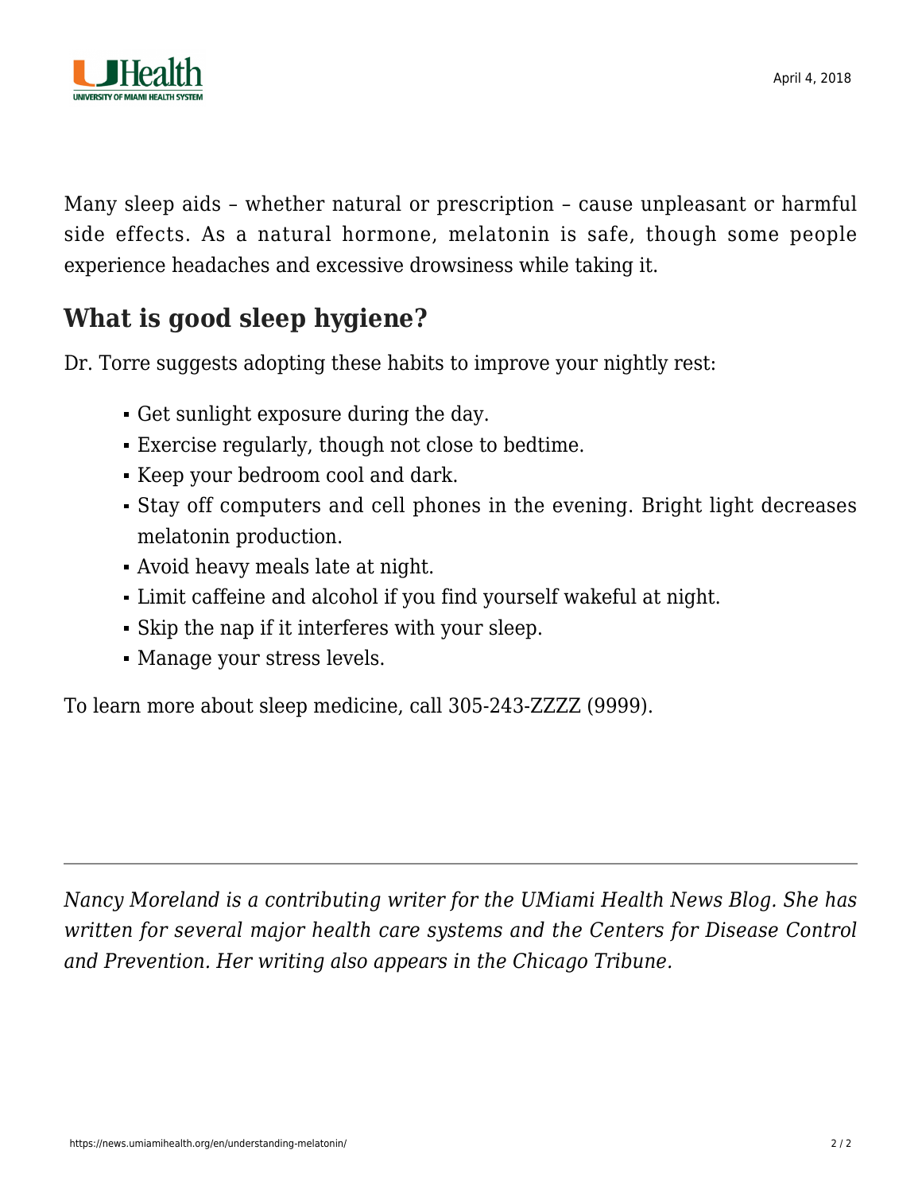Many sleep aids – whether natural or prescription – cause unpleasant or harmful side effects. As a natural hormone, melatonin is safe, though some people experience headaches and excessive drowsiness while taking it.

## What is good sleep hygiene?

Dr. Torre suggests adopting these habits to improve your nightly rest:

- Get sunlight exposure during the day.
- Exercise regularly, though not close to bedtime.
- Keep your bedroom cool and dark.
- Stay off computers and cell phones in the evening. Bright light decreases melatonin production.
- Avoid heavy meals late at night.
- Limit caffeine and alcohol if you find yourself wakeful at night.
- Skip the nap if it interferes with your sleep.
- Manage your stress levels.

To learn more about sleep medicine, call 305-243-ZZZZ (9999).

---

*Nancy Moreland is a contributing writer for the UMiami Health News Blog. She has written for several major health care systems and the Centers for Disease Control and Prevention. Her writing also appears in the Chicago Tribune.*